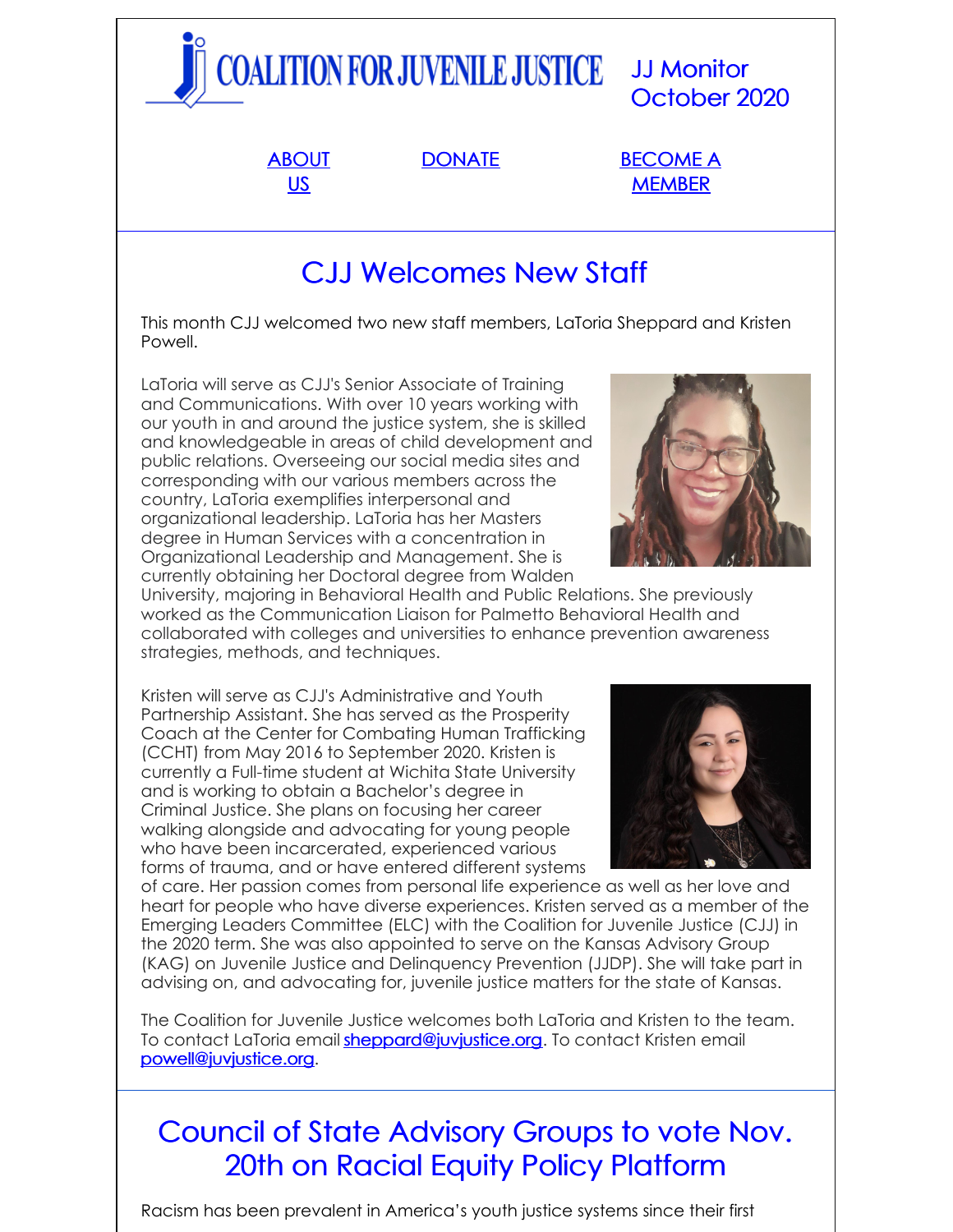COALITION FOR JUVENILE JUSTICE

JJ Monitor
October 2020

[ABOUT US](#) [DONATE](#) [BECOME A MEMBER](#)

## CJJ Welcomes New Staff

This month CJJ welcomed two new staff members, LaToria Sheppard and Kristen Powell.

LaToria will serve as CJJ's Senior Associate of Training and Communications. With over 10 years working with our youth in and around the justice system, she is skilled and knowledgeable in areas of child development and public relations. Overseeing our social media sites and corresponding with our various members across the country, LaToria exemplifies interpersonal and organizational leadership. LaToria has her Masters degree in Human Services with a concentration in Organizational Leadership and Management. She is currently obtaining her Doctoral degree from Walden University, majoring in Behavioral Health and Public Relations. She previously worked as the Communication Liaison for Palmetto Behavioral Health and collaborated with colleges and universities to enhance prevention awareness strategies, methods, and techniques.

Kristen will serve as CJJ's Administrative and Youth Partnership Assistant. She has served as the Prosperity Coach at the Center for Combating Human Trafficking (CCHT) from May 2016 to September 2020. Kristen is currently a Full-time student at Wichita State University and is working to obtain a Bachelor's degree in Criminal Justice. She plans on focusing her career walking alongside and advocating for young people who have been incarcerated, experienced various forms of trauma, and or have entered different systems of care. Her passion comes from personal life experience as well as her love and heart for people who have diverse experiences. Kristen served as a member of the Emerging Leaders Committee (ELC) with the Coalition for Juvenile Justice (CJJ) in the 2020 term. She was also appointed to serve on the Kansas Advisory Group (KAG) on Juvenile Justice and Delinquency Prevention (JJDP). She will take part in advising on, and advocating for, juvenile justice matters for the state of Kansas.

The Coalition for Juvenile Justice welcomes both LaToria and Kristen to the team. To contact LaToria email [sheppard@juvjustice.org](mailto:sheppard@juvjustice.org). To contact Kristen email [powell@juvjustice.org](mailto:powell@juvjustice.org).

## Council of State Advisory Groups to vote Nov. 20th on Racial Equity Policy Platform

Racism has been prevalent in America's youth justice systems since their first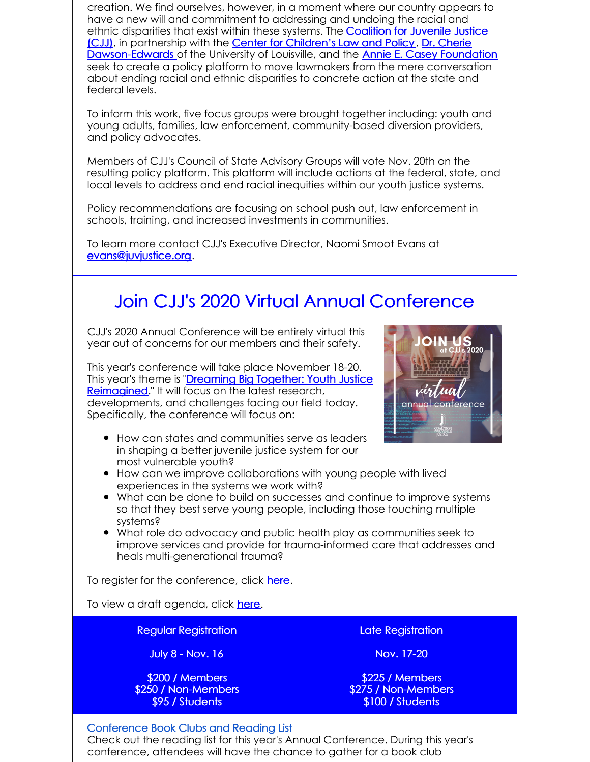creation. We find ourselves, however, in a moment where our country appears to have a new will and commitment to addressing and undoing the racial and ethnic disparities that exist within these systems. The Coalition for Juvenile Justice (CJJ), in partnership with the Center for Children's Law and Policy, Dr. Cherie Dawson-Edwards of the University of Louisville, and the Annie E. Casey Foundation seek to create a policy platform to move lawmakers from the mere conversation about ending racial and ethnic disparities to concrete action at the state and federal levels.

To inform this work, five focus groups were brought together including: youth and young adults, families, law enforcement, community-based diversion providers, and policy advocates.

Members of CJJ's Council of State Advisory Groups will vote Nov. 20th on the resulting policy platform. This platform will include actions at the federal, state, and local levels to address and end racial inequities within our youth justice systems.

Policy recommendations are focusing on school push out, law enforcement in schools, training, and increased investments in communities.

To learn more contact CJJ's Executive Director, Naomi Smoot Evans at evans@juvjustice.org.

## Join CJJ's 2020 Virtual Annual Conference

CJJ's 2020 Annual Conference will be entirely virtual this year out of concerns for our members and their safety.

This year's conference will take place November 18-20. This year's theme is "Dreaming Big Together: Youth Justice Reimagined." It will focus on the latest research, developments, and challenges facing our field today. Specifically, the conference will focus on:

- How can states and communities serve as leaders in shaping a better juvenile justice system for our most vulnerable youth?
- How can we improve collaborations with young people with lived experiences in the systems we work with?
- What can be done to build on successes and continue to improve systems so that they best serve young people, including those touching multiple systems?
- What role do advocacy and public health play as communities seek to improve services and provide for trauma-informed care that addresses and heals multi-generational trauma?

To register for the conference, click here.

To view a draft agenda, click here.

| Regular Registration | Late Registration |
|---|---|
| July 8 - Nov. 16 | Nov. 17-20 |
| $200 / Members<br>$250 / Non-Members<br>$95 / Students | $225 / Members<br>$275 / Non-Members<br>$100 / Students |

Conference Book Clubs and Reading List
Check out the reading list for this year's Annual Conference. During this year's conference, attendees will have the chance to gather for a book club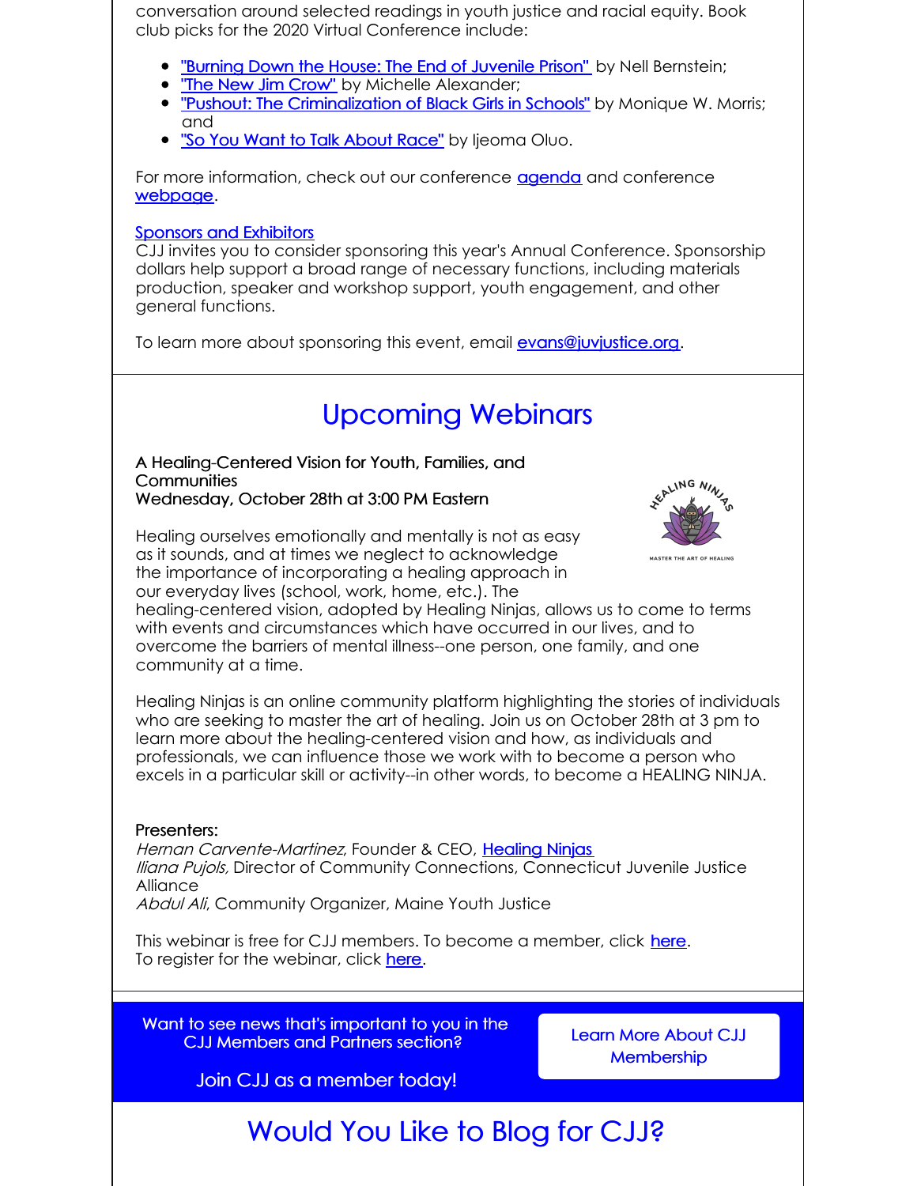conversation around selected readings in youth justice and racial equity. Book club picks for the 2020 Virtual Conference include:

- "Burning Down the House: The End of Juvenile Prison" by Nell Bernstein;
- "The New Jim Crow" by Michelle Alexander;
- "Pushout: The Criminalization of Black Girls in Schools" by Monique W. Morris; and
- "So You Want to Talk About Race" by Ijeoma Oluo.

For more information, check out our conference agenda and conference webpage.

Sponsors and Exhibitors

CJJ invites you to consider sponsoring this year's Annual Conference. Sponsorship dollars help support a broad range of necessary functions, including materials production, speaker and workshop support, youth engagement, and other general functions.

To learn more about sponsoring this event, email evans@juvjustice.org.

# Upcoming Webinars

A Healing-Centered Vision for Youth, Families, and Communities
Wednesday, October 28th at 3:00 PM Eastern

Healing ourselves emotionally and mentally is not as easy as it sounds, and at times we neglect to acknowledge the importance of incorporating a healing approach in our everyday lives (school, work, home, etc.). The healing-centered vision, adopted by Healing Ninjas, allows us to come to terms with events and circumstances which have occurred in our lives, and to overcome the barriers of mental illness--one person, one family, and one community at a time.

Healing Ninjas is an online community platform highlighting the stories of individuals who are seeking to master the art of healing. Join us on October 28th at 3 pm to learn more about the healing-centered vision and how, as individuals and professionals, we can influence those we work with to become a person who excels in a particular skill or activity--in other words, to become a HEALING NINJA.

Presenters:
*Hernan Carvente-Martinez*, Founder & CEO, Healing Ninjas
*Iliana Pujols*, Director of Community Connections, Connecticut Juvenile Justice Alliance
*Abdul Ali*, Community Organizer, Maine Youth Justice

This webinar is free for CJJ members. To become a member, click here.
To register for the webinar, click here.

Want to see news that's important to you in the CJJ Members and Partners section?

Join CJJ as a member today!

Learn More About CJJ Membership

# Would You Like to Blog for CJJ?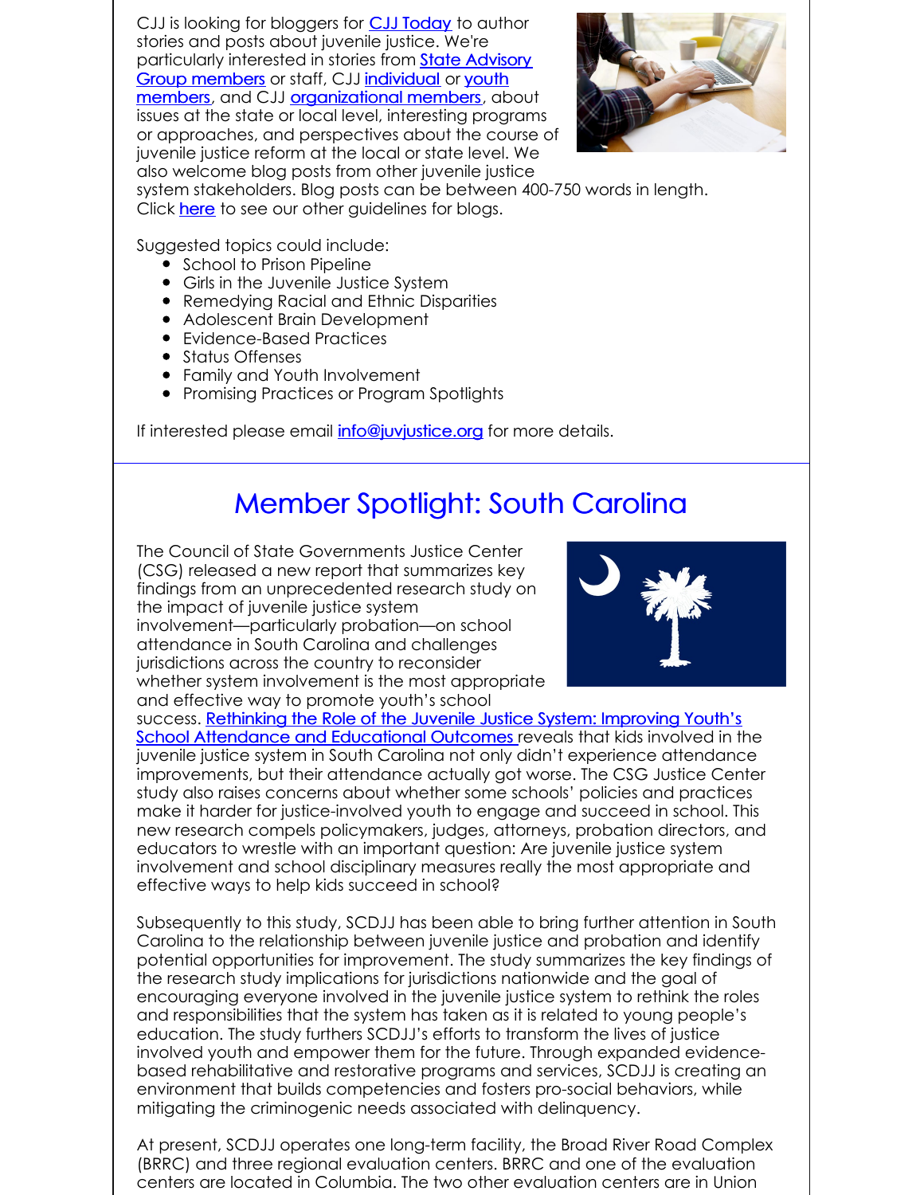CJJ is looking for bloggers for CJJ Today to author stories and posts about juvenile justice. We're particularly interested in stories from State Advisory Group members or staff, CJJ individual or youth members, and CJJ organizational members, about issues at the state or local level, interesting programs or approaches, and perspectives about the course of juvenile justice reform at the local or state level. We also welcome blog posts from other juvenile justice system stakeholders. Blog posts can be between 400-750 words in length. Click here to see our other guidelines for blogs.

Suggested topics could include:

- School to Prison Pipeline
- Girls in the Juvenile Justice System
- Remedying Racial and Ethnic Disparities
- Adolescent Brain Development
- Evidence-Based Practices
- Status Offenses
- Family and Youth Involvement
- Promising Practices or Program Spotlights

If interested please email info@juvjustice.org for more details.

## Member Spotlight: South Carolina

The Council of State Governments Justice Center (CSG) released a new report that summarizes key findings from an unprecedented research study on the impact of juvenile justice system involvement—particularly probation—on school attendance in South Carolina and challenges jurisdictions across the country to reconsider whether system involvement is the most appropriate and effective way to promote youth's school success. Rethinking the Role of the Juvenile Justice System: Improving Youth's School Attendance and Educational Outcomes reveals that kids involved in the juvenile justice system in South Carolina not only didn't experience attendance improvements, but their attendance actually got worse. The CSG Justice Center study also raises concerns about whether some schools' policies and practices make it harder for justice-involved youth to engage and succeed in school. This new research compels policymakers, judges, attorneys, probation directors, and educators to wrestle with an important question: Are juvenile justice system involvement and school disciplinary measures really the most appropriate and effective ways to help kids succeed in school?

Subsequently to this study, SCDJJ has been able to bring further attention in South Carolina to the relationship between juvenile justice and probation and identify potential opportunities for improvement. The study summarizes the key findings of the research study implications for jurisdictions nationwide and the goal of encouraging everyone involved in the juvenile justice system to rethink the roles and responsibilities that the system has taken as it is related to young people's education. The study furthers SCDJJ's efforts to transform the lives of justice involved youth and empower them for the future. Through expanded evidence-based rehabilitative and restorative programs and services, SCDJJ is creating an environment that builds competencies and fosters pro-social behaviors, while mitigating the criminogenic needs associated with delinquency.

At present, SCDJJ operates one long-term facility, the Broad River Road Complex (BRRC) and three regional evaluation centers. BRRC and one of the evaluation centers are located in Columbia. The two other evaluation centers are in Union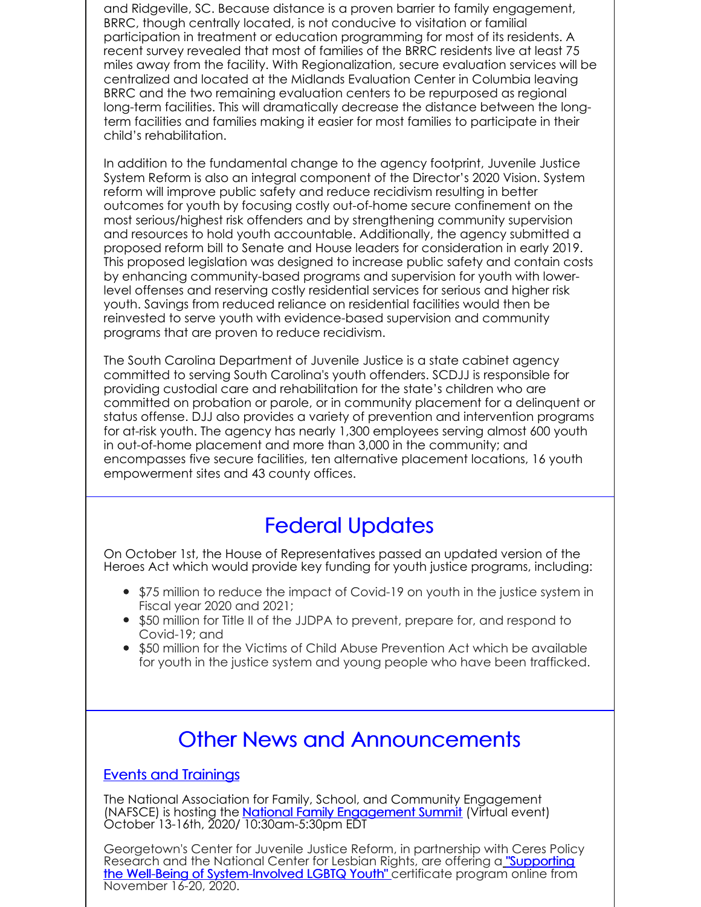and Ridgeville, SC. Because distance is a proven barrier to family engagement, BRRC, though centrally located, is not conducive to visitation or familial participation in treatment or education programming for most of its residents. A recent survey revealed that most of families of the BRRC residents live at least 75 miles away from the facility. With Regionalization, secure evaluation services will be centralized and located at the Midlands Evaluation Center in Columbia leaving BRRC and the two remaining evaluation centers to be repurposed as regional long-term facilities. This will dramatically decrease the distance between the long-term facilities and families making it easier for most families to participate in their child's rehabilitation.

In addition to the fundamental change to the agency footprint, Juvenile Justice System Reform is also an integral component of the Director's 2020 Vision. System reform will improve public safety and reduce recidivism resulting in better outcomes for youth by focusing costly out-of-home secure confinement on the most serious/highest risk offenders and by strengthening community supervision and resources to hold youth accountable. Additionally, the agency submitted a proposed reform bill to Senate and House leaders for consideration in early 2019. This proposed legislation was designed to increase public safety and contain costs by enhancing community-based programs and supervision for youth with lower-level offenses and reserving costly residential services for serious and higher risk youth. Savings from reduced reliance on residential facilities would then be reinvested to serve youth with evidence-based supervision and community programs that are proven to reduce recidivism.

The South Carolina Department of Juvenile Justice is a state cabinet agency committed to serving South Carolina's youth offenders. SCDJJ is responsible for providing custodial care and rehabilitation for the state's children who are committed on probation or parole, or in community placement for a delinquent or status offense. DJJ also provides a variety of prevention and intervention programs for at-risk youth. The agency has nearly 1,300 employees serving almost 600 youth in out-of-home placement and more than 3,000 in the community; and encompasses five secure facilities, ten alternative placement locations, 16 youth empowerment sites and 43 county offices.

## Federal Updates

On October 1st, the House of Representatives passed an updated version of the Heroes Act which would provide key funding for youth justice programs, including:

- $75 million to reduce the impact of Covid-19 on youth in the justice system in Fiscal year 2020 and 2021;
- $50 million for Title II of the JJDPA to prevent, prepare for, and respond to Covid-19; and
- $50 million for the Victims of Child Abuse Prevention Act which be available for youth in the justice system and young people who have been trafficked.

## Other News and Announcements

### Events and Trainings

The National Association for Family, School, and Community Engagement (NAFSCE) is hosting the National Family Engagement Summit (Virtual event) October 13-16th, 2020/ 10:30am-5:30pm EDT

Georgetown's Center for Juvenile Justice Reform, in partnership with Ceres Policy Research and the National Center for Lesbian Rights, are offering a "Supporting the Well-Being of System-Involved LGBTQ Youth" certificate program online from November 16-20, 2020.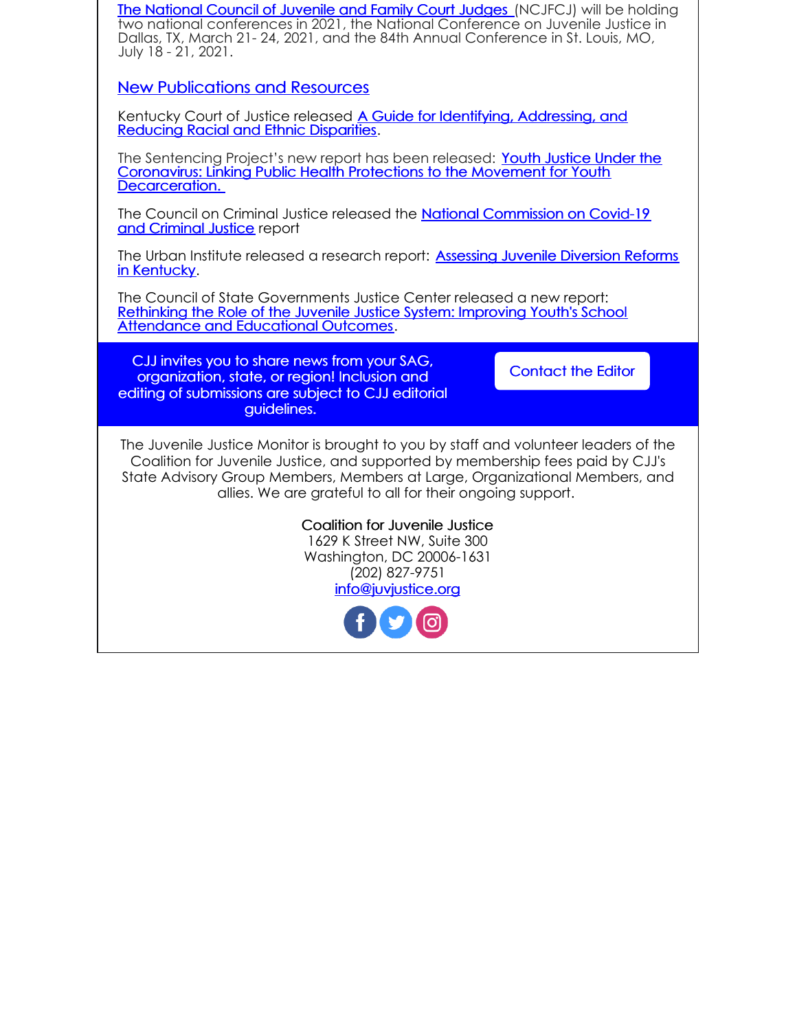The National Council of Juvenile and Family Court Judges (NCJFCJ) will be holding two national conferences in 2021, the National Conference on Juvenile Justice in Dallas, TX, March 21- 24, 2021, and the 84th Annual Conference in St. Louis, MO, July 18 - 21, 2021.

## New Publications and Resources

Kentucky Court of Justice released A Guide for Identifying, Addressing, and Reducing Racial and Ethnic Disparities.

The Sentencing Project's new report has been released: Youth Justice Under the Coronavirus: Linking Public Health Protections to the Movement for Youth Decarceration.

The Council on Criminal Justice released the National Commission on Covid-19 and Criminal Justice report

The Urban Institute released a research report: Assessing Juvenile Diversion Reforms in Kentucky.

The Council of State Governments Justice Center released a new report: Rethinking the Role of the Juvenile Justice System: Improving Youth's School Attendance and Educational Outcomes.

CJJ invites you to share news from your SAG, organization, state, or region! Inclusion and editing of submissions are subject to CJJ editorial guidelines.

Contact the Editor

The Juvenile Justice Monitor is brought to you by staff and volunteer leaders of the Coalition for Juvenile Justice, and supported by membership fees paid by CJJ's State Advisory Group Members, Members at Large, Organizational Members, and allies. We are grateful to all for their ongoing support.

Coalition for Juvenile Justice
1629 K Street NW, Suite 300
Washington, DC 20006-1631
(202) 827-9751
info@juvjustice.org